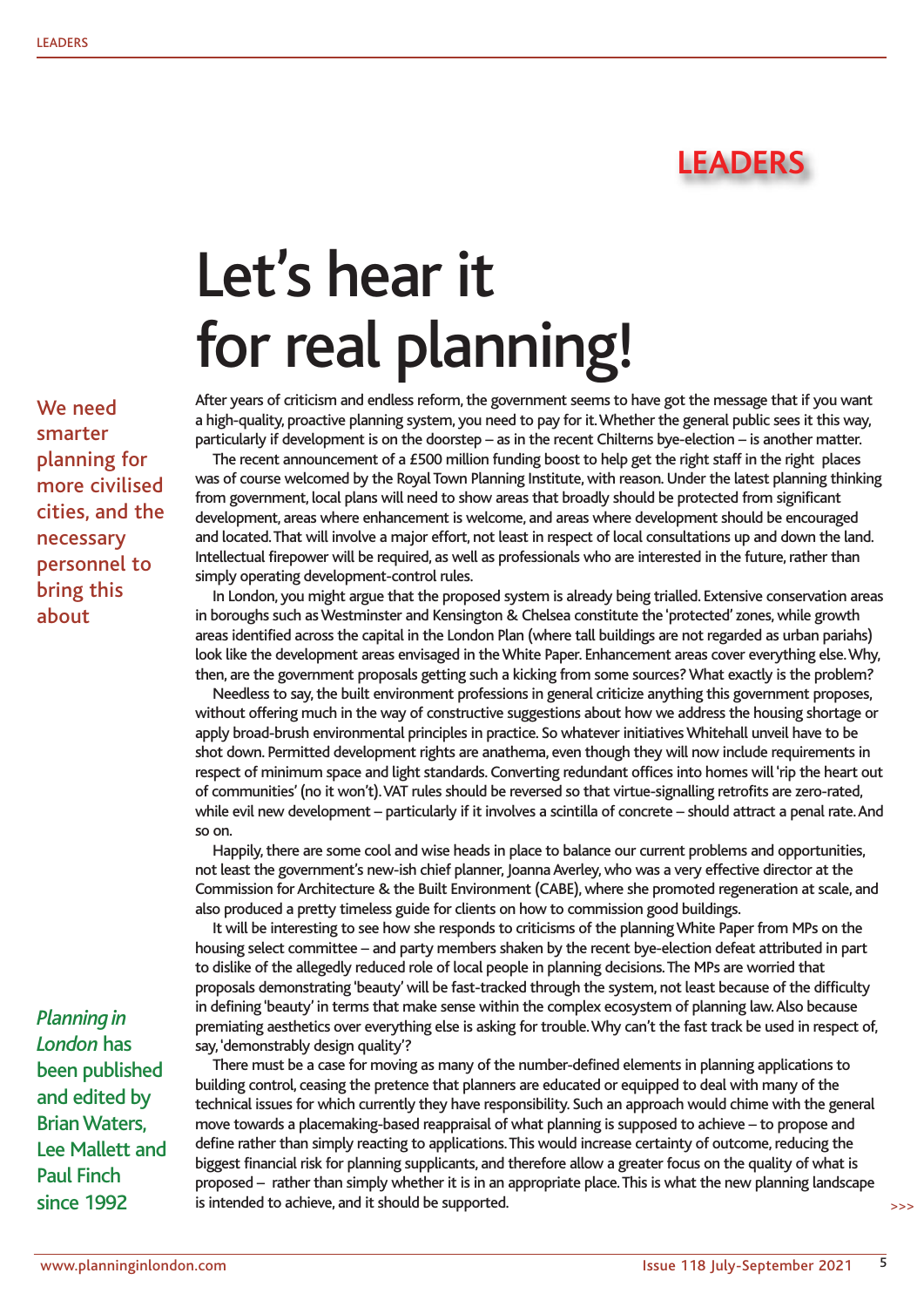# LEADERS

# Let's hear it for real planning!

We need smarter planning for more civilised cities, and the necessary personnel to bring this about

After years of criticism and endless reform, the government seems to have got the message that if you want a high-quality, proactive planning system, you need to pay for it. Whether the general public sees it this way, particularly if development is on the doorstep – as in the recent Chilterns bye-election – is another matter.

The recent announcement of a £500 million funding boost to help get the right staff in the right places was of course welcomed by the Royal Town Planning Institute, with reason. Under the latest planning thinking from government, local plans will need to show areas that broadly should be protected from significant development, areas where enhancement is welcome, and areas where development should be encouraged and located. That will involve a major effort, not least in respect of local consultations up and down the land. Intellectual firepower will be required, as well as professionals who are interested in the future, rather than simply operating development-control rules.

In London, you might argue that the proposed system is already being trialled. Extensive conservation areas in boroughs such as Westminster and Kensington & Chelsea constitute the 'protected' zones, while growth areas identified across the capital in the London Plan (where tall buildings are not regarded as urban pariahs) look like the development areas envisaged in the White Paper. Enhancement areas cover everything else. Why, then, are the government proposals getting such a kicking from some sources? What exactly is the problem?

Needless to say, the built environment professions in general criticize anything this government proposes, without offering much in the way of constructive suggestions about how we address the housing shortage or apply broad-brush environmental principles in practice. So whatever initiatives Whitehall unveil have to be shot down. Permitted development rights are anathema, even though they will now include requirements in respect of minimum space and light standards. Converting redundant offices into homes will 'rip the heart out of communities' (no it won't). VAT rules should be reversed so that virtue-signalling retrofits are zero-rated, while evil new development – particularly if it involves a scintilla of concrete – should attract a penal rate. And so on.

Happily, there are some cool and wise heads in place to balance our current problems and opportunities, not least the government's new-ish chief planner, Joanna Averley, who was a very effective director at the Commission for Architecture & the Built Environment (CABE), where she promoted regeneration at scale, and also produced a pretty timeless guide for clients on how to commission good buildings.

It will be interesting to see how she responds to criticisms of the planning White Paper from MPs on the housing select committee – and party members shaken by the recent bye-election defeat attributed in part to dislike of the allegedly reduced role of local people in planning decisions. The MPs are worried that proposals demonstrating 'beauty' will be fast-tracked through the system, not least because of the difficulty in defining 'beauty' in terms that make sense within the complex ecosystem of planning law. Also because premiating aesthetics over everything else is asking for trouble. Why can't the fast track be used in respect of, say, 'demonstrably design quality'?

There must be a case for moving as many of the number-defined elements in planning applications to building control, ceasing the pretence that planners are educated or equipped to deal with many of the technical issues for which currently they have responsibility. Such an approach would chime with the general move towards a placemaking-based reappraisal of what planning is supposed to achieve – to propose and define rather than simply reacting to applications. This would increase certainty of outcome, reducing the biggest financial risk for planning supplicants, and therefore allow a greater focus on the quality of what is proposed – rather than simply whether it is in an appropriate place. This is what the new planning landscape is intended to achieve, and it should be supported.

*Planning in London* has been published and edited by Brian Waters, Lee Mallett and Paul Finch since 1992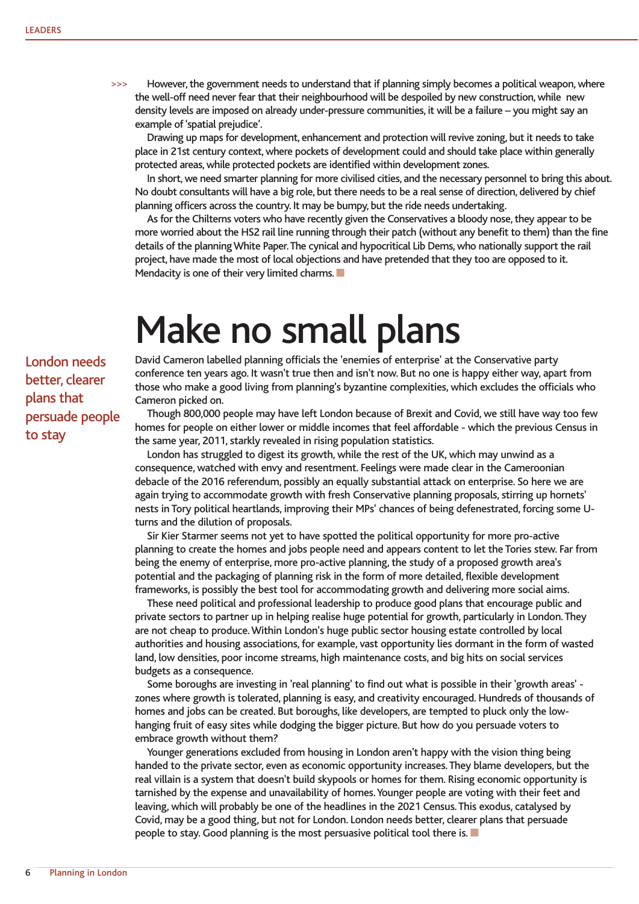>>> However, the government needs to understand that if planning simply becomes a political weapon, where the well-off need never fear that their neighbourhood will be despoiled by new construction, while new density levels are imposed on already under-pressure communities, it will be a failure – you might say an example of 'spatial prejudice'.

Drawing up maps for development, enhancement and protection will revive zoning, but it needs to take place in 21st century context, where pockets of development could and should take place within generally protected areas, while protected pockets are identified within development zones.

In short, we need smarter planning for more civilised cities, and the necessary personnel to bring this about. No doubt consultants will have a big role, but there needs to be a real sense of direction, delivered by chief planning officers across the country. It may be bumpy, but the ride needs undertaking.

As for the Chilterns voters who have recently given the Conservatives a bloody nose, they appear to be more worried about the HS2 rail line running through their patch (without any benefit to them) than the fine details of the planning White Paper. The cynical and hypocritical Lib Dems, who nationally support the rail project, have made the most of local objections and have pretended that they too are opposed to it. Mendacity is one of their very limited charms. ■

# Make no small plans

**London needs better, clearer plans that persuade people to stay**

David Cameron labelled planning officials the 'enemies of enterprise' at the Conservative party conference ten years ago. It wasn't true then and isn't now. But no one is happy either way, apart from those who make a good living from planning's byzantine complexities, which excludes the officials who Cameron picked on.

Though 800,000 people may have left London because of Brexit and Covid, we still have way too few homes for people on either lower or middle incomes that feel affordable - which the previous Census in the same year, 2011, starkly revealed in rising population statistics.

London has struggled to digest its growth, while the rest of the UK, which may unwind as a consequence, watched with envy and resentment. Feelings were made clear in the Cameroonian debacle of the 2016 referendum, possibly an equally substantial attack on enterprise. So here we are again trying to accommodate growth with fresh Conservative planning proposals, stirring up hornets' nests in Tory political heartlands, improving their MPs' chances of being defenestrated, forcing some U-turns and the dilution of proposals.

Sir Kier Starmer seems not yet to have spotted the political opportunity for more pro-active planning to create the homes and jobs people need and appears content to let the Tories stew. Far from being the enemy of enterprise, more pro-active planning, the study of a proposed growth area's potential and the packaging of planning risk in the form of more detailed, flexible development frameworks, is possibly the best tool for accommodating growth and delivering more social aims.

These need political and professional leadership to produce good plans that encourage public and private sectors to partner up in helping realise huge potential for growth, particularly in London. They are not cheap to produce. Within London's huge public sector housing estate controlled by local authorities and housing associations, for example, vast opportunity lies dormant in the form of wasted land, low densities, poor income streams, high maintenance costs, and big hits on social services budgets as a consequence.

Some boroughs are investing in 'real planning' to find out what is possible in their 'growth areas' - zones where growth is tolerated, planning is easy, and creativity encouraged. Hundreds of thousands of homes and jobs can be created. But boroughs, like developers, are tempted to pluck only the low-hanging fruit of easy sites while dodging the bigger picture. But how do you persuade voters to embrace growth without them?

Younger generations excluded from housing in London aren't happy with the vision thing being handed to the private sector, even as economic opportunity increases. They blame developers, but the real villain is a system that doesn't build skypools or homes for them. Rising economic opportunity is tarnished by the expense and unavailability of homes. Younger people are voting with their feet and leaving, which will probably be one of the headlines in the 2021 Census. This exodus, catalysed by Covid, may be a good thing, but not for London. London needs better, clearer plans that persuade people to stay. Good planning is the most persuasive political tool there is. ■